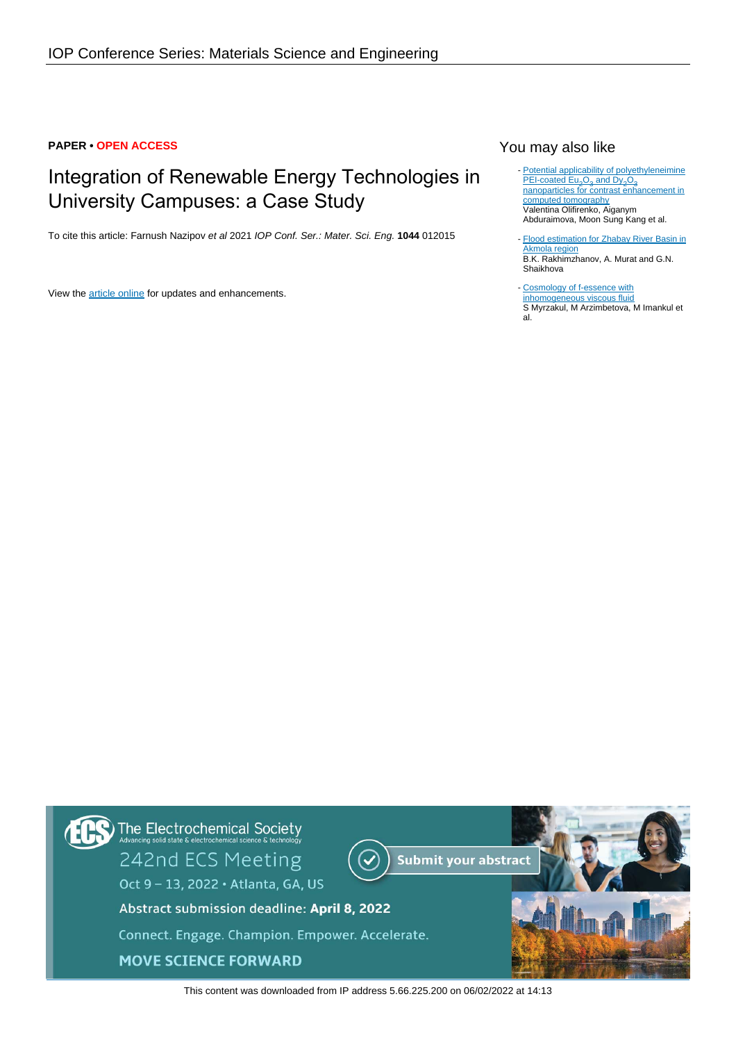IOP Conference Series: Materials Science and Engineering

**PAPER • OPEN ACCESS**

# Integration of Renewable Energy Technologies in University Campuses: a Case Study

To cite this article: Farnush Nazipov *et al* 2021 *IOP Conf. Ser.: Mater. Sci. Eng.* **1044** 012015

View the article online for updates and enhancements.

## You may also like

- Potential applicability of polyethyleneimine PEI-coated $Eu_2O_3$ and $Dy_2O_3$ nanoparticles for contrast enhancement in computed tomography
Valentina Olifirenko, Aiganym Abduraimova, Moon Sung Kang et al.

- Flood estimation for Zhabay River Basin in Akmola region
B.K. Rakhimzhanov, A. Murat and G.N. Shaikhova

- Cosmology of f-essence with inhomogeneous viscous fluid
S Myrzakul, M Arzimbetova, M Imankul et al.

The Electrochemical Society
Advancing solid state & electrochemical science & technology

242nd ECS Meeting

Oct 9 – 13, 2022 • Atlanta, GA, US

Submit your abstract

Abstract submission deadline: **April 8, 2022**

Connect. Engage. Champion. Empower. Accelerate.

**MOVE SCIENCE FORWARD**

This content was downloaded from IP address 5.66.225.200 on 06/02/2022 at 14:13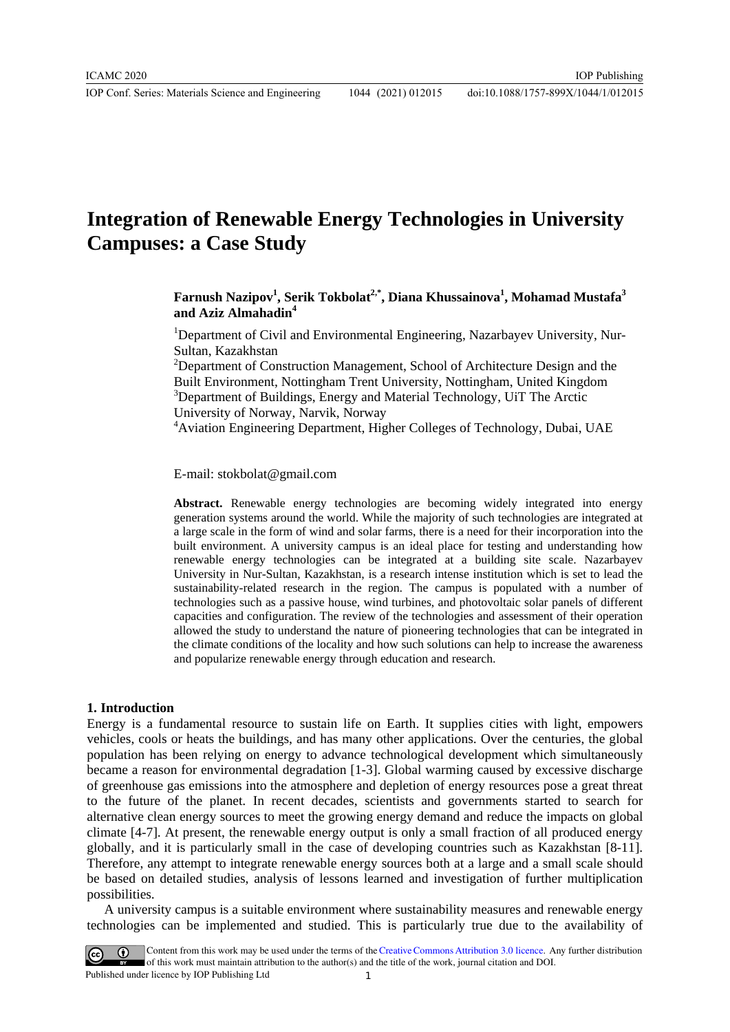# Integration of Renewable Energy Technologies in University Campuses: a Case Study

**Farnush Nazipov[1], Serik Tokbolat[2,*], Diana Khussainova[1], Mohamad Mustafa[3] and Aziz Almahadin[4]**

[1]Department of Civil and Environmental Engineering, Nazarbayev University, Nur-Sultan, Kazakhstan
[2]Department of Construction Management, School of Architecture Design and the Built Environment, Nottingham Trent University, Nottingham, United Kingdom
[3]Department of Buildings, Energy and Material Technology, UiT The Arctic University of Norway, Narvik, Norway
[4]Aviation Engineering Department, Higher Colleges of Technology, Dubai, UAE

E-mail: stokbolat@gmail.com

**Abstract.** Renewable energy technologies are becoming widely integrated into energy generation systems around the world. While the majority of such technologies are integrated at a large scale in the form of wind and solar farms, there is a need for their incorporation into the built environment. A university campus is an ideal place for testing and understanding how renewable energy technologies can be integrated at a building site scale. Nazarbayev University in Nur-Sultan, Kazakhstan, is a research intense institution which is set to lead the sustainability-related research in the region. The campus is populated with a number of technologies such as a passive house, wind turbines, and photovoltaic solar panels of different capacities and configuration. The review of the technologies and assessment of their operation allowed the study to understand the nature of pioneering technologies that can be integrated in the climate conditions of the locality and how such solutions can help to increase the awareness and popularize renewable energy through education and research.

## 1. Introduction

Energy is a fundamental resource to sustain life on Earth. It supplies cities with light, empowers vehicles, cools or heats the buildings, and has many other applications. Over the centuries, the global population has been relying on energy to advance technological development which simultaneously became a reason for environmental degradation [1-3]. Global warming caused by excessive discharge of greenhouse gas emissions into the atmosphere and depletion of energy resources pose a great threat to the future of the planet. In recent decades, scientists and governments started to search for alternative clean energy sources to meet the growing energy demand and reduce the impacts on global climate [4-7]. At present, the renewable energy output is only a small fraction of all produced energy globally, and it is particularly small in the case of developing countries such as Kazakhstan [8-11]. Therefore, any attempt to integrate renewable energy sources both at a large and a small scale should be based on detailed studies, analysis of lessons learned and investigation of further multiplication possibilities.

A university campus is a suitable environment where sustainability measures and renewable energy technologies can be implemented and studied. This is particularly true due to the availability of

Content from this work may be used under the terms of the Creative Commons Attribution 3.0 licence. Any further distribution of this work must maintain attribution to the author(s) and the title of the work, journal citation and DOI.
Published under licence by IOP Publishing Ltd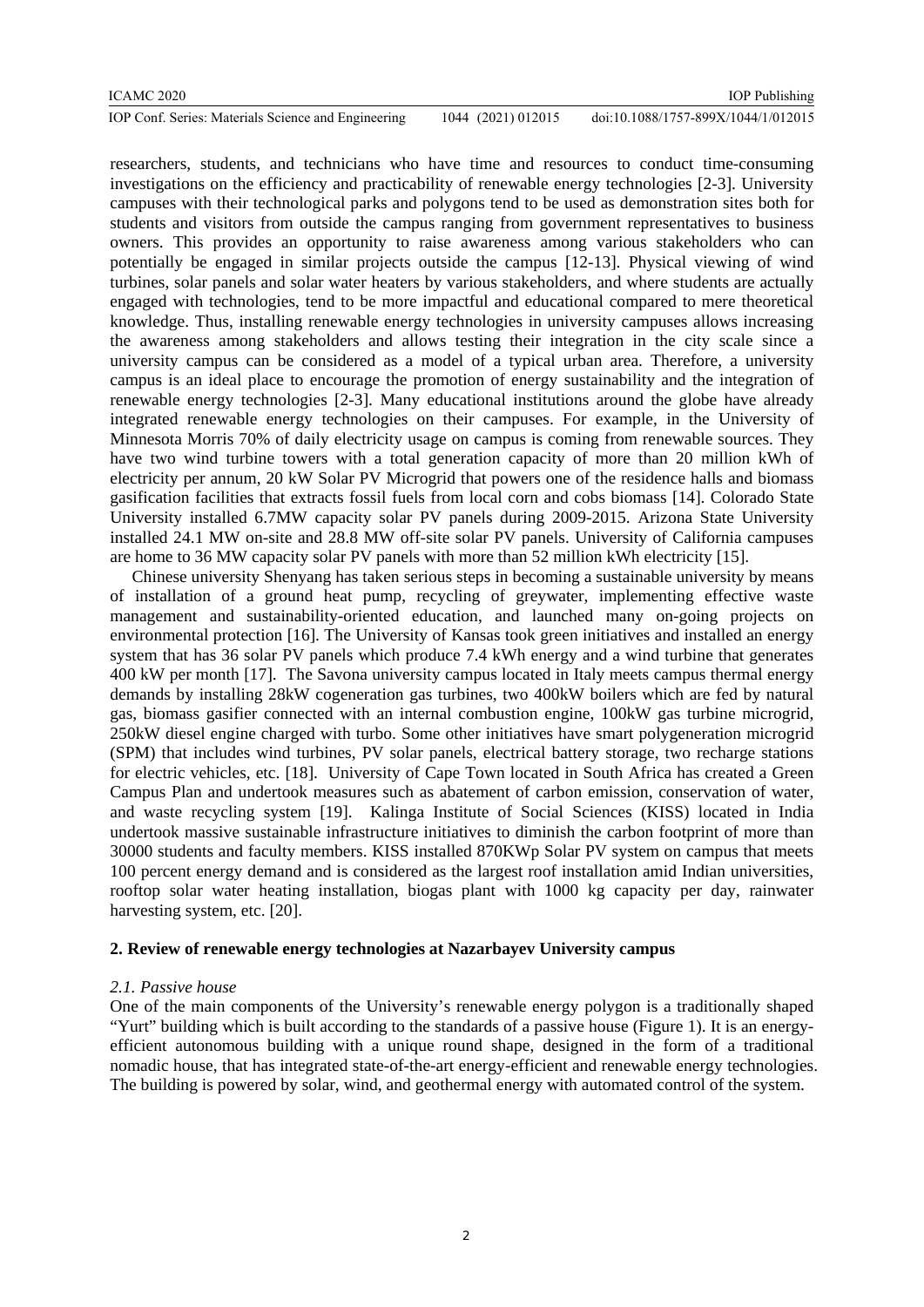researchers, students, and technicians who have time and resources to conduct time-consuming investigations on the efficiency and practicability of renewable energy technologies [2-3]. University campuses with their technological parks and polygons tend to be used as demonstration sites both for students and visitors from outside the campus ranging from government representatives to business owners. This provides an opportunity to raise awareness among various stakeholders who can potentially be engaged in similar projects outside the campus [12-13]. Physical viewing of wind turbines, solar panels and solar water heaters by various stakeholders, and where students are actually engaged with technologies, tend to be more impactful and educational compared to mere theoretical knowledge. Thus, installing renewable energy technologies in university campuses allows increasing the awareness among stakeholders and allows testing their integration in the city scale since a university campus can be considered as a model of a typical urban area. Therefore, a university campus is an ideal place to encourage the promotion of energy sustainability and the integration of renewable energy technologies [2-3]. Many educational institutions around the globe have already integrated renewable energy technologies on their campuses. For example, in the University of Minnesota Morris 70% of daily electricity usage on campus is coming from renewable sources. They have two wind turbine towers with a total generation capacity of more than 20 million kWh of electricity per annum, 20 kW Solar PV Microgrid that powers one of the residence halls and biomass gasification facilities that extracts fossil fuels from local corn and cobs biomass [14]. Colorado State University installed 6.7MW capacity solar PV panels during 2009-2015. Arizona State University installed 24.1 MW on-site and 28.8 MW off-site solar PV panels. University of California campuses are home to 36 MW capacity solar PV panels with more than 52 million kWh electricity [15].

Chinese university Shenyang has taken serious steps in becoming a sustainable university by means of installation of a ground heat pump, recycling of greywater, implementing effective waste management and sustainability-oriented education, and launched many on-going projects on environmental protection [16]. The University of Kansas took green initiatives and installed an energy system that has 36 solar PV panels which produce 7.4 kWh energy and a wind turbine that generates 400 kW per month [17]. The Savona university campus located in Italy meets campus thermal energy demands by installing 28kW cogeneration gas turbines, two 400kW boilers which are fed by natural gas, biomass gasifier connected with an internal combustion engine, 100kW gas turbine microgrid, 250kW diesel engine charged with turbo. Some other initiatives have smart polygeneration microgrid (SPM) that includes wind turbines, PV solar panels, electrical battery storage, two recharge stations for electric vehicles, etc. [18]. University of Cape Town located in South Africa has created a Green Campus Plan and undertook measures such as abatement of carbon emission, conservation of water, and waste recycling system [19]. Kalinga Institute of Social Sciences (KISS) located in India undertook massive sustainable infrastructure initiatives to diminish the carbon footprint of more than 30000 students and faculty members. KISS installed 870KWp Solar PV system on campus that meets 100 percent energy demand and is considered as the largest roof installation amid Indian universities, rooftop solar water heating installation, biogas plant with 1000 kg capacity per day, rainwater harvesting system, etc. [20].

## 2. Review of renewable energy technologies at Nazarbayev University campus

### *2.1. Passive house*

One of the main components of the University's renewable energy polygon is a traditionally shaped "Yurt" building which is built according to the standards of a passive house (Figure 1). It is an energy-efficient autonomous building with a unique round shape, designed in the form of a traditional nomadic house, that has integrated state-of-the-art energy-efficient and renewable energy technologies. The building is powered by solar, wind, and geothermal energy with automated control of the system.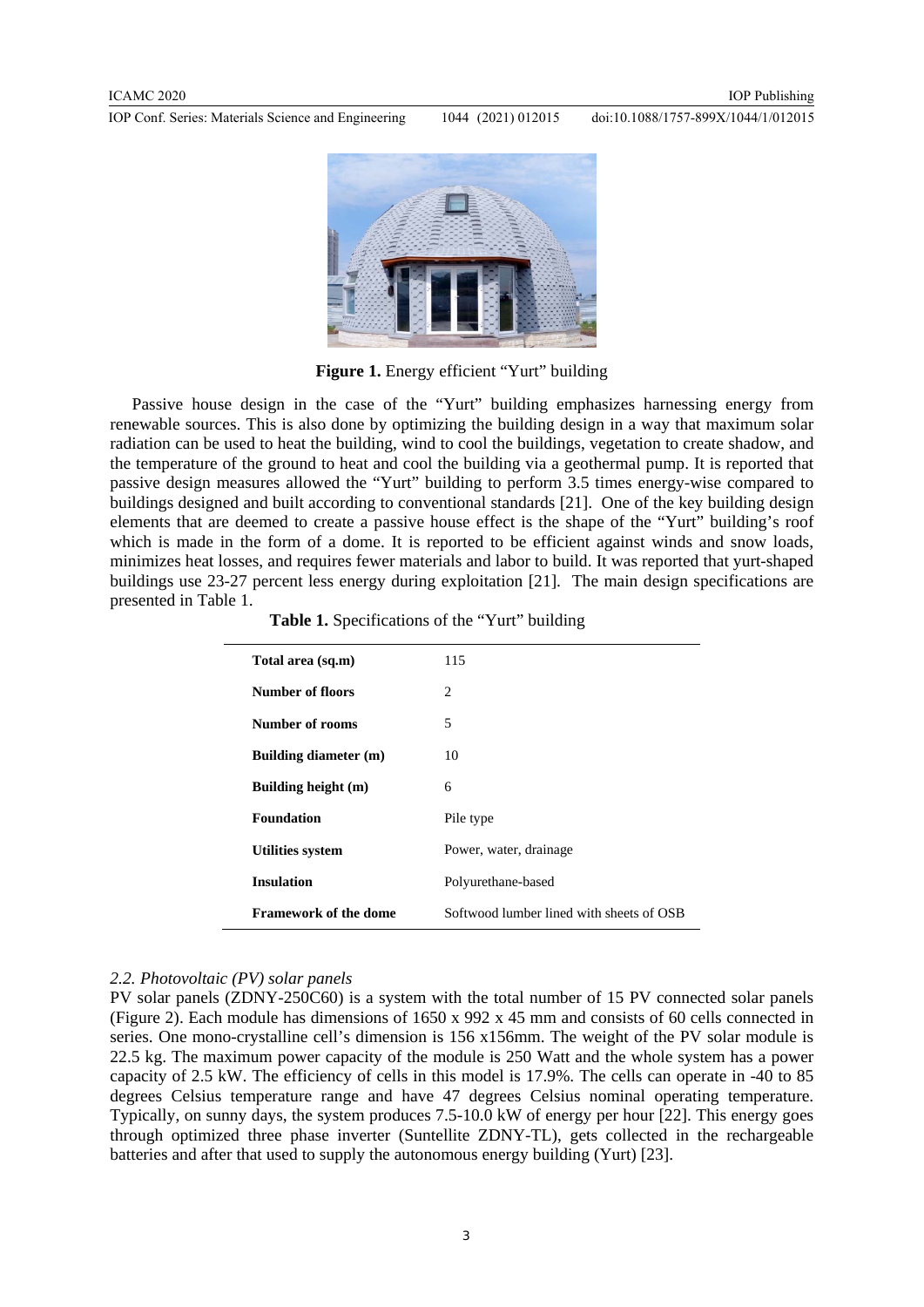**Figure 1.** Energy efficient "Yurt" building

Passive house design in the case of the "Yurt" building emphasizes harnessing energy from renewable sources. This is also done by optimizing the building design in a way that maximum solar radiation can be used to heat the building, wind to cool the buildings, vegetation to create shadow, and the temperature of the ground to heat and cool the building via a geothermal pump. It is reported that passive design measures allowed the "Yurt" building to perform 3.5 times energy-wise compared to buildings designed and built according to conventional standards [21]. One of the key building design elements that are deemed to create a passive house effect is the shape of the "Yurt" building's roof which is made in the form of a dome. It is reported to be efficient against winds and snow loads, minimizes heat losses, and requires fewer materials and labor to build. It was reported that yurt-shaped buildings use 23-27 percent less energy during exploitation [21]. The main design specifications are presented in Table 1.

**Table 1.** Specifications of the "Yurt" building

| | |
|---|---|
| **Total area (sq.m)** | 115 |
| **Number of floors** | 2 |
| **Number of rooms** | 5 |
| **Building diameter (m)** | 10 |
| **Building height (m)** | 6 |
| **Foundation** | Pile type |
| **Utilities system** | Power, water, drainage |
| **Insulation** | Polyurethane-based |
| **Framework of the dome** | Softwood lumber lined with sheets of OSB |

### *2.2. Photovoltaic (PV) solar panels*

PV solar panels (ZDNY-250C60) is a system with the total number of 15 PV connected solar panels (Figure 2). Each module has dimensions of 1650 x 992 x 45 mm and consists of 60 cells connected in series. One mono-crystalline cell's dimension is 156 x156mm. The weight of the PV solar module is 22.5 kg. The maximum power capacity of the module is 250 Watt and the whole system has a power capacity of 2.5 kW. The efficiency of cells in this model is 17.9%. The cells can operate in -40 to 85 degrees Celsius temperature range and have 47 degrees Celsius nominal operating temperature. Typically, on sunny days, the system produces 7.5-10.0 kW of energy per hour [22]. This energy goes through optimized three phase inverter (Suntellite ZDNY-TL), gets collected in the rechargeable batteries and after that used to supply the autonomous energy building (Yurt) [23].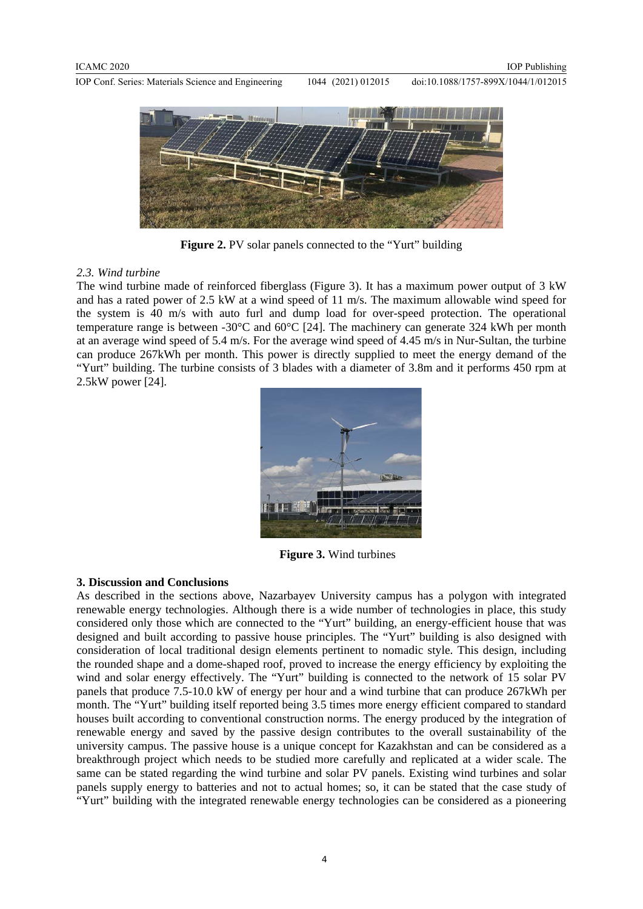**Figure 2.** PV solar panels connected to the "Yurt" building

### *2.3. Wind turbine*

The wind turbine made of reinforced fiberglass (Figure 3). It has a maximum power output of 3 kW and has a rated power of 2.5 kW at a wind speed of 11 m/s. The maximum allowable wind speed for the system is 40 m/s with auto furl and dump load for over-speed protection. The operational temperature range is between -30°C and 60°C [24]. The machinery can generate 324 kWh per month at an average wind speed of 5.4 m/s. For the average wind speed of 4.45 m/s in Nur-Sultan, the turbine can produce 267kWh per month. This power is directly supplied to meet the energy demand of the "Yurt" building. The turbine consists of 3 blades with a diameter of 3.8m and it performs 450 rpm at 2.5kW power [24].

**Figure 3.** Wind turbines

## 3. Discussion and Conclusions

As described in the sections above, Nazarbayev University campus has a polygon with integrated renewable energy technologies. Although there is a wide number of technologies in place, this study considered only those which are connected to the "Yurt" building, an energy-efficient house that was designed and built according to passive house principles. The "Yurt" building is also designed with consideration of local traditional design elements pertinent to nomadic style. This design, including the rounded shape and a dome-shaped roof, proved to increase the energy efficiency by exploiting the wind and solar energy effectively. The "Yurt" building is connected to the network of 15 solar PV panels that produce 7.5-10.0 kW of energy per hour and a wind turbine that can produce 267kWh per month. The "Yurt" building itself reported being 3.5 times more energy efficient compared to standard houses built according to conventional construction norms. The energy produced by the integration of renewable energy and saved by the passive design contributes to the overall sustainability of the university campus. The passive house is a unique concept for Kazakhstan and can be considered as a breakthrough project which needs to be studied more carefully and replicated at a wider scale. The same can be stated regarding the wind turbine and solar PV panels. Existing wind turbines and solar panels supply energy to batteries and not to actual homes; so, it can be stated that the case study of "Yurt" building with the integrated renewable energy technologies can be considered as a pioneering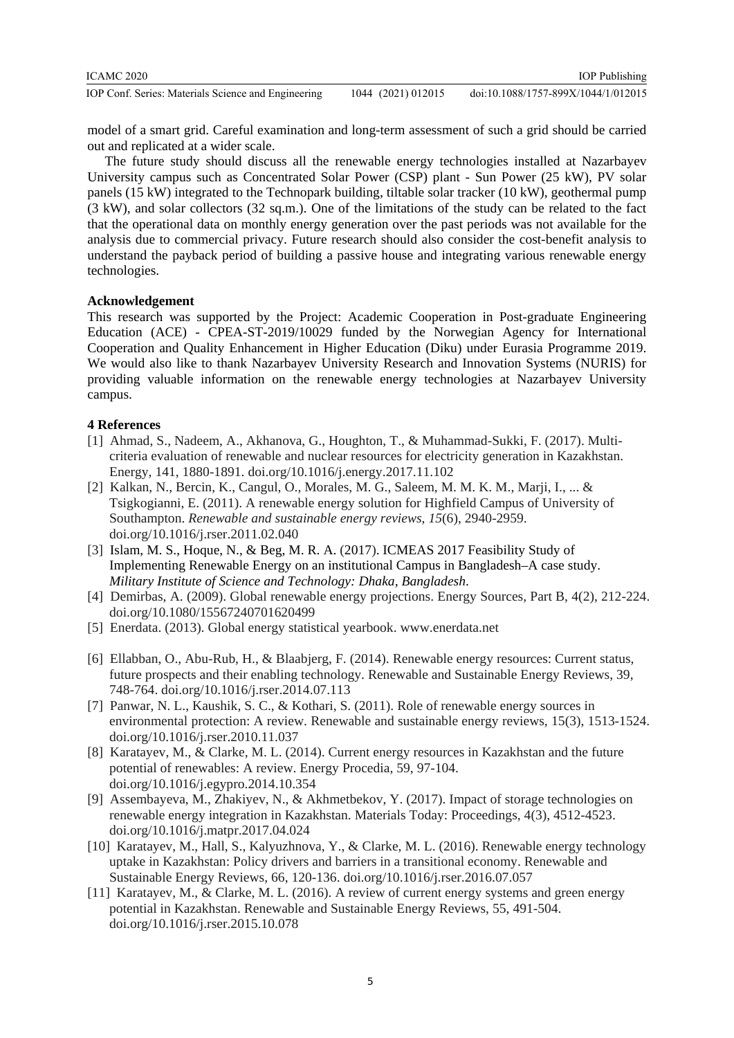model of a smart grid. Careful examination and long-term assessment of such a grid should be carried out and replicated at a wider scale.

The future study should discuss all the renewable energy technologies installed at Nazarbayev University campus such as Concentrated Solar Power (CSP) plant - Sun Power (25 kW), PV solar panels (15 kW) integrated to the Technopark building, tiltable solar tracker (10 kW), geothermal pump (3 kW), and solar collectors (32 sq.m.). One of the limitations of the study can be related to the fact that the operational data on monthly energy generation over the past periods was not available for the analysis due to commercial privacy. Future research should also consider the cost-benefit analysis to understand the payback period of building a passive house and integrating various renewable energy technologies.

**Acknowledgement**

This research was supported by the Project: Academic Cooperation in Post-graduate Engineering Education (ACE) - CPEA-ST-2019/10029 funded by the Norwegian Agency for International Cooperation and Quality Enhancement in Higher Education (Diku) under Eurasia Programme 2019. We would also like to thank Nazarbayev University Research and Innovation Systems (NURIS) for providing valuable information on the renewable energy technologies at Nazarbayev University campus.

**4 References**

[1] Ahmad, S., Nadeem, A., Akhanova, G., Houghton, T., & Muhammad-Sukki, F. (2017). Multi-criteria evaluation of renewable and nuclear resources for electricity generation in Kazakhstan. Energy, 141, 1880-1891. doi.org/10.1016/j.energy.2017.11.102

[2] Kalkan, N., Bercin, K., Cangul, O., Morales, M. G., Saleem, M. M. K. M., Marji, I., ... & Tsigkogianni, E. (2011). A renewable energy solution for Highfield Campus of University of Southampton. *Renewable and sustainable energy reviews*, *15*(6), 2940-2959. doi.org/10.1016/j.rser.2011.02.040

[3] Islam, M. S., Hoque, N., & Beg, M. R. A. (2017). ICMEAS 2017 Feasibility Study of Implementing Renewable Energy on an institutional Campus in Bangladesh–A case study. *Military Institute of Science and Technology: Dhaka, Bangladesh*.

[4] Demirbas, A. (2009). Global renewable energy projections. Energy Sources, Part B, 4(2), 212-224. doi.org/10.1080/15567240701620499

[5] Enerdata. (2013). Global energy statistical yearbook. www.enerdata.net

[6] Ellabban, O., Abu-Rub, H., & Blaabjerg, F. (2014). Renewable energy resources: Current status, future prospects and their enabling technology. Renewable and Sustainable Energy Reviews, 39, 748-764. doi.org/10.1016/j.rser.2014.07.113

[7] Panwar, N. L., Kaushik, S. C., & Kothari, S. (2011). Role of renewable energy sources in environmental protection: A review. Renewable and sustainable energy reviews, 15(3), 1513-1524. doi.org/10.1016/j.rser.2010.11.037

[8] Karatayev, M., & Clarke, M. L. (2014). Current energy resources in Kazakhstan and the future potential of renewables: A review. Energy Procedia, 59, 97-104. doi.org/10.1016/j.egypro.2014.10.354

[9] Assembayeva, M., Zhakiyev, N., & Akhmetbekov, Y. (2017). Impact of storage technologies on renewable energy integration in Kazakhstan. Materials Today: Proceedings, 4(3), 4512-4523. doi.org/10.1016/j.matpr.2017.04.024

[10] Karatayev, M., Hall, S., Kalyuzhnova, Y., & Clarke, M. L. (2016). Renewable energy technology uptake in Kazakhstan: Policy drivers and barriers in a transitional economy. Renewable and Sustainable Energy Reviews, 66, 120-136. doi.org/10.1016/j.rser.2016.07.057

[11] Karatayev, M., & Clarke, M. L. (2016). A review of current energy systems and green energy potential in Kazakhstan. Renewable and Sustainable Energy Reviews, 55, 491-504. doi.org/10.1016/j.rser.2015.10.078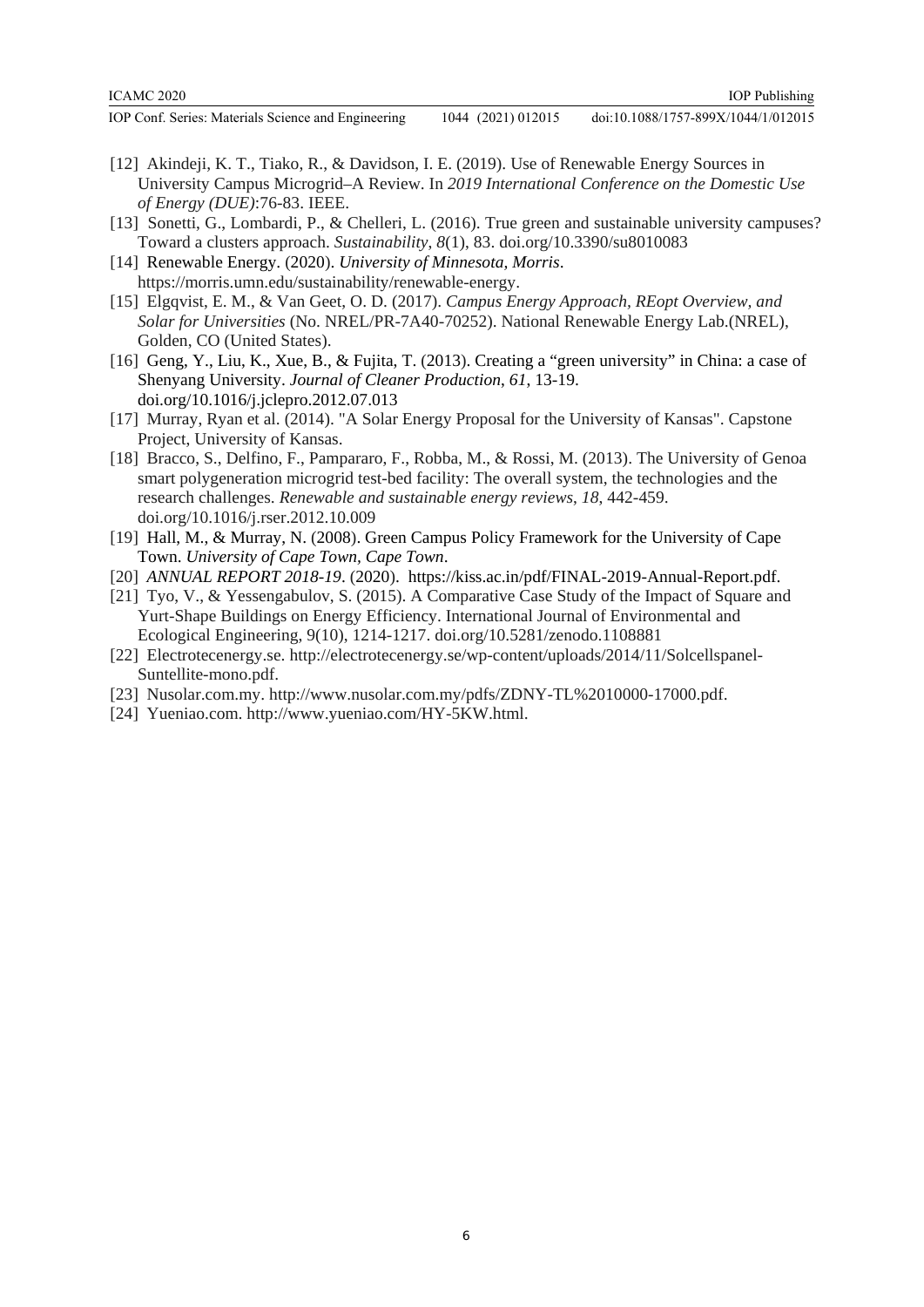[12] Akindeji, K. T., Tiako, R., & Davidson, I. E. (2019). Use of Renewable Energy Sources in University Campus Microgrid–A Review. In *2019 International Conference on the Domestic Use of Energy (DUE)*:76-83. IEEE.

[13] Sonetti, G., Lombardi, P., & Chelleri, L. (2016). True green and sustainable university campuses? Toward a clusters approach. *Sustainability*, *8*(1), 83. doi.org/10.3390/su8010083

[14] Renewable Energy. (2020). *University of Minnesota, Morris*. https://morris.umn.edu/sustainability/renewable-energy.

[15] Elgqvist, E. M., & Van Geet, O. D. (2017). *Campus Energy Approach, REopt Overview, and Solar for Universities* (No. NREL/PR-7A40-70252). National Renewable Energy Lab.(NREL), Golden, CO (United States).

[16] Geng, Y., Liu, K., Xue, B., & Fujita, T. (2013). Creating a "green university" in China: a case of Shenyang University. *Journal of Cleaner Production*, *61*, 13-19. doi.org/10.1016/j.jclepro.2012.07.013

[17] Murray, Ryan et al. (2014). "A Solar Energy Proposal for the University of Kansas". Capstone Project, University of Kansas.

[18] Bracco, S., Delfino, F., Pampararo, F., Robba, M., & Rossi, M. (2013). The University of Genoa smart polygeneration microgrid test-bed facility: The overall system, the technologies and the research challenges. *Renewable and sustainable energy reviews*, *18*, 442-459. doi.org/10.1016/j.rser.2012.10.009

[19] Hall, M., & Murray, N. (2008). Green Campus Policy Framework for the University of Cape Town. *University of Cape Town, Cape Town*.

[20] *ANNUAL REPORT 2018-19*. (2020). https://kiss.ac.in/pdf/FINAL-2019-Annual-Report.pdf.

[21] Tyo, V., & Yessengabulov, S. (2015). A Comparative Case Study of the Impact of Square and Yurt-Shape Buildings on Energy Efficiency. International Journal of Environmental and Ecological Engineering, 9(10), 1214-1217. doi.org/10.5281/zenodo.1108881

[22] Electrotecenergy.se. http://electrotecenergy.se/wp-content/uploads/2014/11/Solcellspanel-Suntellite-mono.pdf.

[23] Nusolar.com.my. http://www.nusolar.com.my/pdfs/ZDNY-TL%2010000-17000.pdf.

[24] Yueniao.com. http://www.yueniao.com/HY-5KW.html.